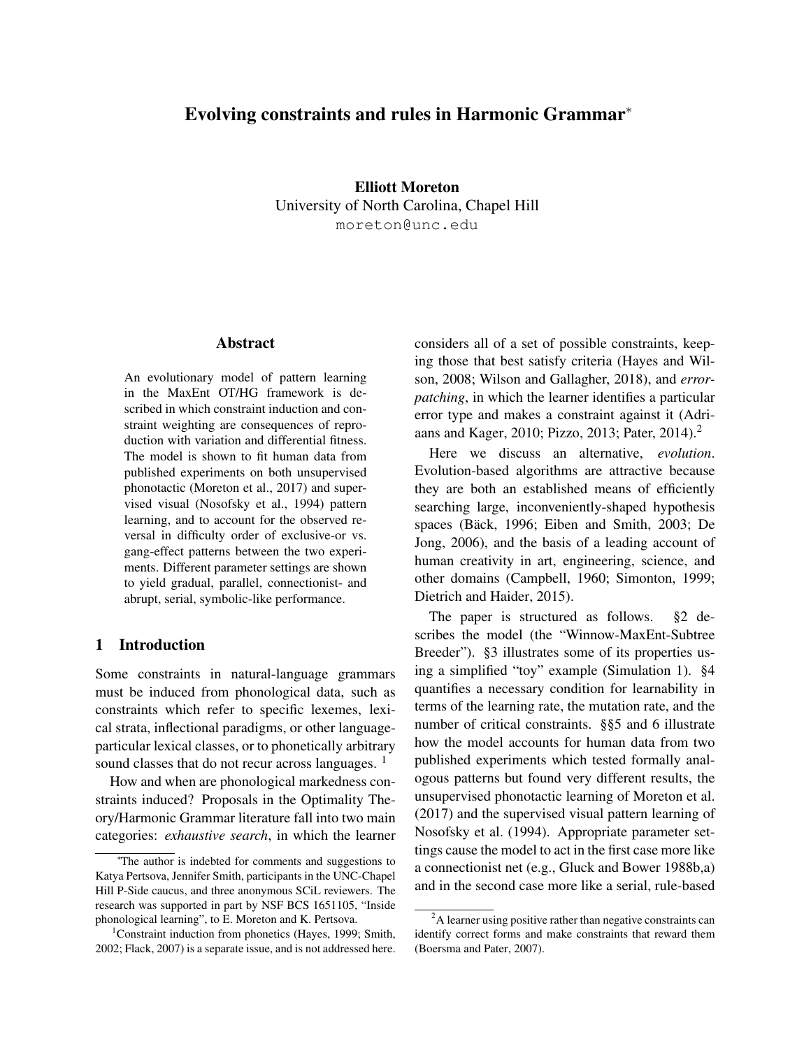# Evolving constraints and rules in Harmonic Grammar*

**Elliott Moreton**
University of North Carolina, Chapel Hill
moreton@unc.edu

## Abstract

An evolutionary model of pattern learning in the MaxEnt OT/HG framework is described in which constraint induction and constraint weighting are consequences of reproduction with variation and differential fitness. The model is shown to fit human data from published experiments on both unsupervised phonotactic (Moreton et al., 2017) and supervised visual (Nosofsky et al., 1994) pattern learning, and to account for the observed reversal in difficulty order of exclusive-or vs. gang-effect patterns between the two experiments. Different parameter settings are shown to yield gradual, parallel, connectionist- and abrupt, serial, symbolic-like performance.

## 1 Introduction

Some constraints in natural-language grammars must be induced from phonological data, such as constraints which refer to specific lexemes, lexical strata, inflectional paradigms, or other language-particular lexical classes, or to phonetically arbitrary sound classes that do not recur across languages. [1]

How and when are phonological markedness constraints induced? Proposals in the Optimality Theory/Harmonic Grammar literature fall into two main categories: *exhaustive search*, in which the learner considers all of a set of possible constraints, keeping those that best satisfy criteria (Hayes and Wilson, 2008; Wilson and Gallagher, 2018), and *error-patching*, in which the learner identifies a particular error type and makes a constraint against it (Adriaans and Kager, 2010; Pizzo, 2013; Pater, 2014).[2]

Here we discuss an alternative, *evolution*. Evolution-based algorithms are attractive because they are both an established means of efficiently searching large, inconveniently-shaped hypothesis spaces (Bäck, 1996; Eiben and Smith, 2003; De Jong, 2006), and the basis of a leading account of human creativity in art, engineering, science, and other domains (Campbell, 1960; Simonton, 1999; Dietrich and Haider, 2015).

The paper is structured as follows. §2 describes the model (the "Winnow-MaxEnt-Subtree Breeder"). §3 illustrates some of its properties using a simplified "toy" example (Simulation 1). §4 quantifies a necessary condition for learnability in terms of the learning rate, the mutation rate, and the number of critical constraints. §§5 and 6 illustrate how the model accounts for human data from two published experiments which tested formally analogous patterns but found very different results, the unsupervised phonotactic learning of Moreton et al. (2017) and the supervised visual pattern learning of Nosofsky et al. (1994). Appropriate parameter settings cause the model to act in the first case more like a connectionist net (e.g., Gluck and Bower 1988b,a) and in the second case more like a serial, rule-based

---

*The author is indebted for comments and suggestions to Katya Pertsova, Jennifer Smith, participants in the UNC-Chapel Hill P-Side caucus, and three anonymous SCiL reviewers. The research was supported in part by NSF BCS 1651105, "Inside phonological learning", to E. Moreton and K. Pertsova.

[1] Constraint induction from phonetics (Hayes, 1999; Smith, 2002; Flack, 2007) is a separate issue, and is not addressed here.

[2] A learner using positive rather than negative constraints can identify correct forms and make constraints that reward them (Boersma and Pater, 2007).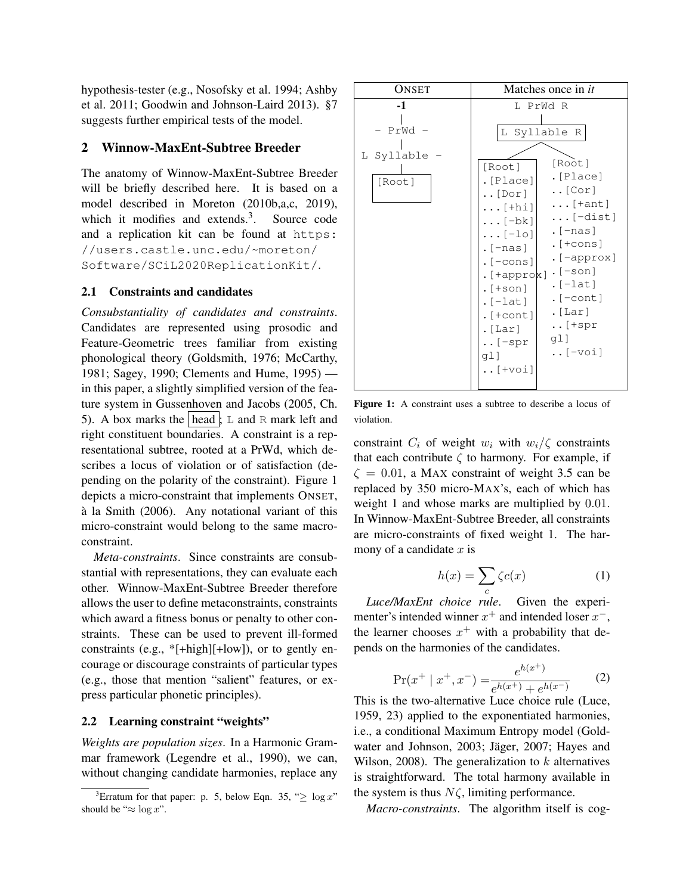hypothesis-tester (e.g., Nosofsky et al. 1994; Ashby et al. 2011; Goodwin and Johnson-Laird 2013). §7 suggests further empirical tests of the model.

## 2 Winnow-MaxEnt-Subtree Breeder

The anatomy of Winnow-MaxEnt-Subtree Breeder will be briefly described here. It is based on a model described in Moreton (2010b,a,c, 2019), which it modifies and extends.[3]. Source code and a replication kit can be found at `https://users.castle.unc.edu/~moreton/Software/SCiL2020ReplicationKit/`.

### 2.1 Constraints and candidates

*Consubstantiality of candidates and constraints*. Candidates are represented using prosodic and Feature-Geometric trees familiar from existing phonological theory (Goldsmith, 1976; McCarthy, 1981; Sagey, 1990; Clements and Hume, 1995) — in this paper, a slightly simplified version of the feature system in Gussenhoven and Jacobs (2005, Ch. 5). A box marks the head; L and R mark left and right constituent boundaries. A constraint is a representational subtree, rooted at a PrWd, which describes a locus of violation or of satisfaction (depending on the polarity of the constraint). Figure 1 depicts a micro-constraint that implements ONSET, à la Smith (2006). Any notational variant of this micro-constraint would belong to the same macro-constraint.

*Meta-constraints*. Since constraints are consubstantial with representations, they can evaluate each other. Winnow-MaxEnt-Subtree Breeder therefore allows the user to define metaconstraints, constraints which award a fitness bonus or penalty to other constraints. These can be used to prevent ill-formed constraints (e.g., *[+high][+low]), or to gently encourage or discourage constraints of particular types (e.g., those that mention "salient" features, or express particular phonetic principles).

### 2.2 Learning constraint "weights"

*Weights are population sizes*. In a Harmonic Grammar framework (Legendre et al., 1990), we can, without changing candidate harmonies, replace any

| ONSET | Matches once in *it* |
|---|---|
| **-1**<br>- PrWd -<br>L Syllable -<br>[Root] | L PrWd R<br>L Syllable R (head)<br>[Root] .[Place] ..[Dor] ...[+hi] ...[-bk] ...[-lo] .[-nas] .[-cons] .[+approx] .[+son] .[-lat] .[+cont] .[Lar] ..[-spr gl] ..[+voi]<br>[Root] .[Place] ..[Cor] ...[+ant] ...[-dist] .[-nas] .[+cons] .[-approx] .[-son] .[-lat] .[-cont] .[Lar] ..[+spr gl] ..[-voi] |

**Figure 1:** A constraint uses a subtree to describe a locus of violation.

constraint $C_i$ of weight $w_i$ with $w_i/\zeta$ constraints that each contribute $\zeta$ to harmony. For example, if $\zeta = 0.01$, a MAX constraint of weight 3.5 can be replaced by 350 micro-MAX's, each of which has weight 1 and whose marks are multiplied by 0.01. In Winnow-MaxEnt-Subtree Breeder, all constraints are micro-constraints of fixed weight 1. The harmony of a candidate $x$ is

$$h(x) = \sum_c \zeta c(x) \tag{1}$$

*Luce/MaxEnt choice rule*. Given the experimenter's intended winner $x^+$ and intended loser $x^-$, the learner chooses $x^+$ with a probability that depends on the harmonies of the candidates.

$$\Pr(x^+ \mid x^+, x^-) = \frac{e^{h(x^+)}}{e^{h(x^+)} + e^{h(x^-)}} \tag{2}$$

This is the two-alternative Luce choice rule (Luce, 1959, 23) applied to the exponentiated harmonies, i.e., a conditional Maximum Entropy model (Goldwater and Johnson, 2003; Jäger, 2007; Hayes and Wilson, 2008). The generalization to $k$ alternatives is straightforward. The total harmony available in the system is thus $N\zeta$, limiting performance.

*Macro-constraints*. The algorithm itself is cog-

[3] Erratum for that paper: p. 5, below Eqn. 35, "$\geq \log x$" should be "$\approx \log x$".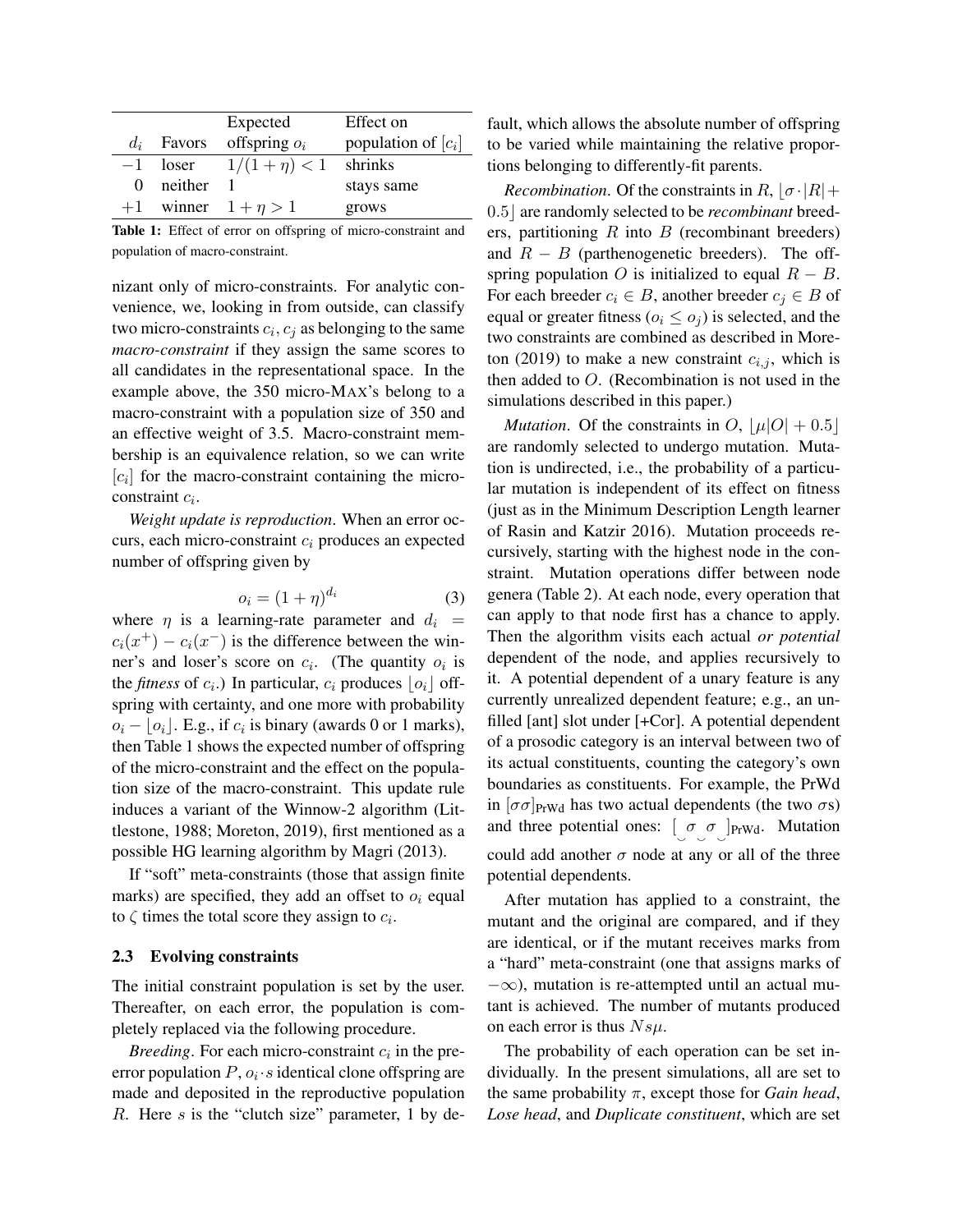| $d_i$ | Favors | Expected offspring $o_i$ | Effect on population of $[c_i]$ |
|---|---|---|---|
| $-1$ | loser | $1/(1+\eta) < 1$ | shrinks |
| $0$ | neither | $1$ | stays same |
| $+1$ | winner | $1+\eta > 1$ | grows |

**Table 1:** Effect of error on offspring of micro-constraint and population of macro-constraint.

nizant only of micro-constraints. For analytic convenience, we, looking in from outside, can classify two micro-constraints $c_i, c_j$ as belonging to the same *macro-constraint* if they assign the same scores to all candidates in the representational space. In the example above, the 350 micro-MAX's belong to a macro-constraint with a population size of 350 and an effective weight of 3.5. Macro-constraint membership is an equivalence relation, so we can write $[c_i]$ for the macro-constraint containing the micro-constraint $c_i$.

*Weight update is reproduction*. When an error occurs, each micro-constraint $c_i$ produces an expected number of offspring given by

$$o_i = (1+\eta)^{d_i} \tag{3}$$

where $\eta$ is a learning-rate parameter and $d_i = c_i(x^+) - c_i(x^-)$ is the difference between the winner's and loser's score on $c_i$. (The quantity $o_i$ is the *fitness* of $c_i$.) In particular, $c_i$ produces $\lfloor o_i \rfloor$ offspring with certainty, and one more with probability $o_i - \lfloor o_i \rfloor$. E.g., if $c_i$ is binary (awards 0 or 1 marks), then Table 1 shows the expected number of offspring of the micro-constraint and the effect on the population size of the macro-constraint. This update rule induces a variant of the Winnow-2 algorithm (Littlestone, 1988; Moreton, 2019), first mentioned as a possible HG learning algorithm by Magri (2013).

If "soft" meta-constraints (those that assign finite marks) are specified, they add an offset to $o_i$ equal to $\zeta$ times the total score they assign to $c_i$.

### 2.3 Evolving constraints

The initial constraint population is set by the user. Thereafter, on each error, the population is completely replaced via the following procedure.

*Breeding*. For each micro-constraint $c_i$ in the pre-error population $P$, $o_i \cdot s$ identical clone offspring are made and deposited in the reproductive population $R$. Here $s$ is the "clutch size" parameter, 1 by default, which allows the absolute number of offspring to be varied while maintaining the relative proportions belonging to differently-fit parents.

*Recombination*. Of the constraints in $R$, $\lfloor \sigma \cdot |R| + 0.5 \rfloor$ are randomly selected to be *recombinant* breeders, partitioning $R$ into $B$ (recombinant breeders) and $R - B$ (parthenogenetic breeders). The offspring population $O$ is initialized to equal $R - B$. For each breeder $c_i \in B$, another breeder $c_j \in B$ of equal or greater fitness ($o_i \leq o_j$) is selected, and the two constraints are combined as described in Moreton (2019) to make a new constraint $c_{i,j}$, which is then added to $O$. (Recombination is not used in the simulations described in this paper.)

*Mutation*. Of the constraints in $O$, $\lfloor \mu |O| + 0.5 \rfloor$ are randomly selected to undergo mutation. Mutation is undirected, i.e., the probability of a particular mutation is independent of its effect on fitness (just as in the Minimum Description Length learner of Rasin and Katzir 2016). Mutation proceeds recursively, starting with the highest node in the constraint. Mutation operations differ between node genera (Table 2). At each node, every operation that can apply to that node first has a chance to apply. Then the algorithm visits each actual *or potential* dependent of the node, and applies recursively to it. A potential dependent of a unary feature is any currently unrealized dependent feature; e.g., an unfilled [ant] slot under [+Cor]. A potential dependent of a prosodic category is an interval between two of its actual constituents, counting the category's own boundaries as constituents. For example, the PrWd in $[\sigma\sigma]_{\text{PrWd}}$ has two actual dependents (the two $\sigma$s) and three potential ones: $[\smile\sigma\smile\sigma\smile]_{\text{PrWd}}$. Mutation could add another $\sigma$ node at any or all of the three potential dependents.

After mutation has applied to a constraint, the mutant and the original are compared, and if they are identical, or if the mutant receives marks from a "hard" meta-constraint (one that assigns marks of $-\infty$), mutation is re-attempted until an actual mutant is achieved. The number of mutants produced on each error is thus $Ns\mu$.

The probability of each operation can be set individually. In the present simulations, all are set to the same probability $\pi$, except those for *Gain head*, *Lose head*, and *Duplicate constituent*, which are set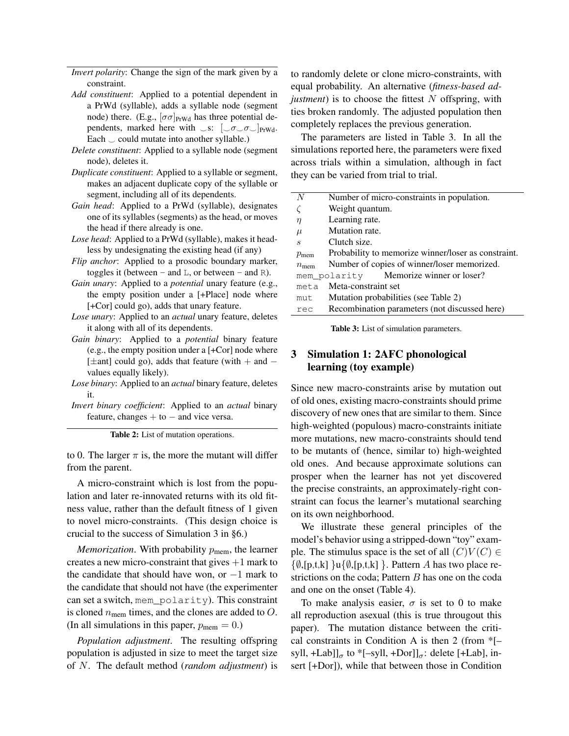| |
|---|
| *Invert polarity*: Change the sign of the mark given by a constraint. |
| *Add constituent*: Applied to a potential dependent in a PrWd (syllable), adds a syllable node (segment node) there. (E.g., $[\sigma\sigma]_{\text{PrWd}}$ has three potential dependents, marked here with $\smile$s: $[\smile\sigma\smile\sigma\smile]_{\text{PrWd}}$. Each $\smile$ could mutate into another syllable.) |
| *Delete constituent*: Applied to a syllable node (segment node), deletes it. |
| *Duplicate constituent*: Applied to a syllable or segment, makes an adjacent duplicate copy of the syllable or segment, including all of its dependents. |
| *Gain head*: Applied to a PrWd (syllable), designates one of its syllables (segments) as the head, or moves the head if there already is one. |
| *Lose head*: Applied to a PrWd (syllable), makes it headless by undesignating the existing head (if any) |
| *Flip anchor*: Applied to a prosodic boundary marker, toggles it (between − and L, or between − and R). |
| *Gain unary*: Applied to a *potential* unary feature (e.g., the empty position under a [+Place] node where [+Cor] could go), adds that unary feature. |
| *Lose unary*: Applied to an *actual* unary feature, deletes it along with all of its dependents. |
| *Gain binary*: Applied to a *potential* binary feature (e.g., the empty position under a [+Cor] node where [±ant] could go), adds that feature (with + and − values equally likely). |
| *Lose binary*: Applied to an *actual* binary feature, deletes it. |
| *Invert binary coefficient*: Applied to an *actual* binary feature, changes + to − and vice versa. |

**Table 2:** List of mutation operations.

to 0. The larger $\pi$ is, the more the mutant will differ from the parent.

A micro-constraint which is lost from the population and later re-innovated returns with its old fitness value, rather than the default fitness of 1 given to novel micro-constraints. (This design choice is crucial to the success of Simulation 3 in §6.)

*Memorization*. With probability $p_{\text{mem}}$, the learner creates a new micro-constraint that gives +1 mark to the candidate that should have won, or −1 mark to the candidate that should not have (the experimenter can set a switch, mem_polarity). This constraint is cloned $n_{\text{mem}}$ times, and the clones are added to $O$. (In all simulations in this paper, $p_{\text{mem}} = 0$.)

*Population adjustment*. The resulting offspring population is adjusted in size to meet the target size of $N$. The default method (*random adjustment*) is to randomly delete or clone micro-constraints, with equal probability. An alternative (*fitness-based adjustment*) is to choose the fittest $N$ offspring, with ties broken randomly. The adjusted population then completely replaces the previous generation.

The parameters are listed in Table 3. In all the simulations reported here, the parameters were fixed across trials within a simulation, although in fact they can be varied from trial to trial.

| | |
|---|---|
| $N$ | Number of micro-constraints in population. |
| $\zeta$ | Weight quantum. |
| $\eta$ | Learning rate. |
| $\mu$ | Mutation rate. |
| $s$ | Clutch size. |
| $p_{\text{mem}}$ | Probability to memorize winner/loser as constraint. |
| $n_{\text{mem}}$ | Number of copies of winner/loser memorized. |
| mem_polarity | Memorize winner or loser? |
| meta | Meta-constraint set |
| mut | Mutation probabilities (see Table 2) |
| rec | Recombination parameters (not discussed here) |

**Table 3:** List of simulation parameters.

## 3 Simulation 1: 2AFC phonological learning (toy example)

Since new macro-constraints arise by mutation out of old ones, existing macro-constraints should prime discovery of new ones that are similar to them. Since high-weighted (populous) macro-constraints initiate more mutations, new macro-constraints should tend to be mutants of (hence, similar to) high-weighted old ones. And because approximate solutions can prosper when the learner has not yet discovered the precise constraints, an approximately-right constraint can focus the learner's mutational searching on its own neighborhood.

We illustrate these general principles of the model's behavior using a stripped-down "toy" example. The stimulus space is the set of all $(C)V(C) \in \{\emptyset,[\text{p,t,k}]\}\text{u}\{\emptyset,[\text{p,t,k}]\}$. Pattern $A$ has two place restrictions on the coda; Pattern $B$ has one on the coda and one on the onset (Table 4).

To make analysis easier, $\sigma$ is set to 0 to make all reproduction asexual (this is true througout this paper). The mutation distance between the critical constraints in Condition A is then 2 (from $*[\text{–syll, +Lab}]]_\sigma$ to $*[\text{–syll, +Dor}]]_\sigma$: delete [+Lab], insert [+Dor]), while that between those in Condition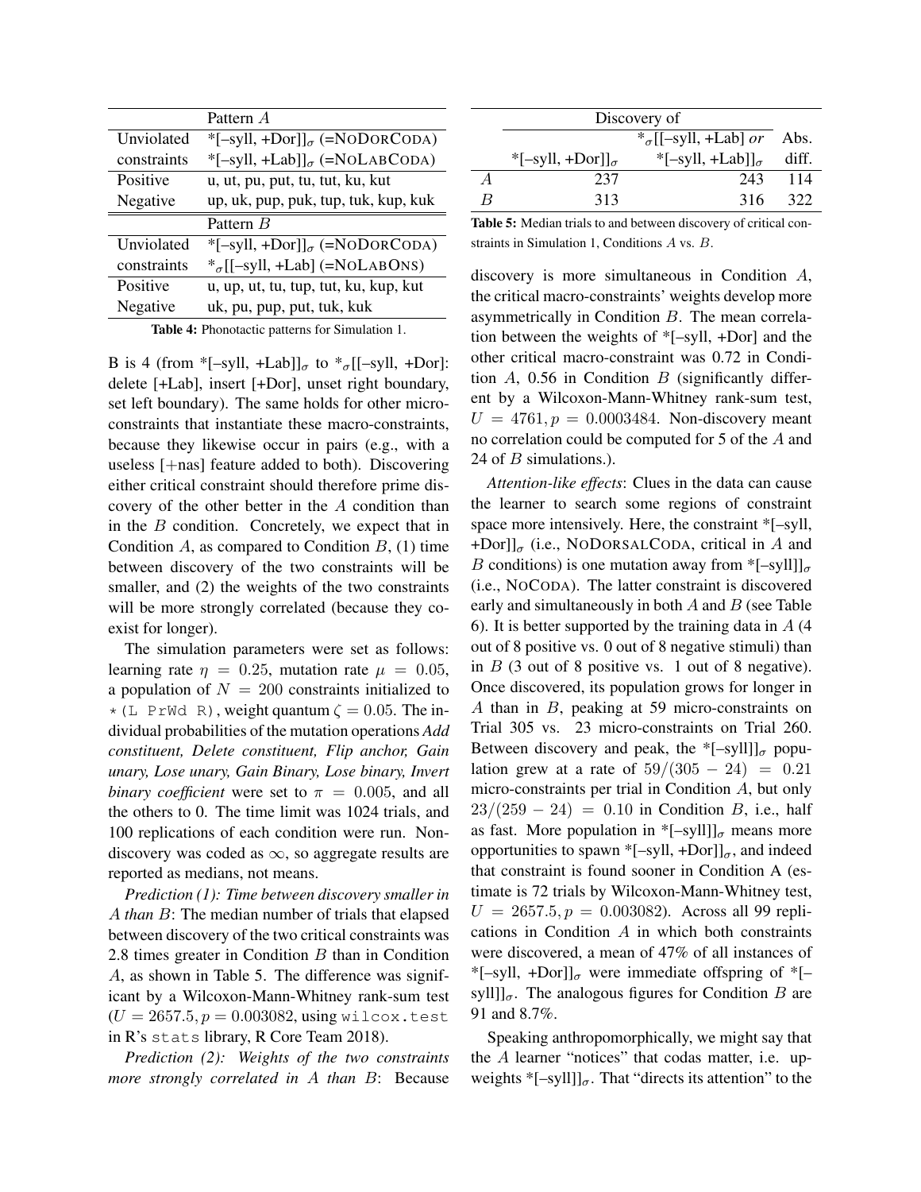| | Pattern $A$ |
|---|---|
| Unviolated | *[–syll, +Dor]]$_\sigma$ (=NODORCODA) |
| constraints | *[–syll, +Lab]]$_\sigma$ (=NOLABCODA) |
| Positive | u, ut, pu, put, tu, tut, ku, kut |
| Negative | up, uk, pup, puk, tup, tuk, kup, kuk |
| | Pattern $B$ |
| Unviolated | *[–syll, +Dor]]$_\sigma$ (=NODORCODA) |
| constraints | *$_\sigma$[[–syll, +Lab] (=NOLABONS) |
| Positive | u, up, ut, tu, tup, tut, ku, kup, kut |
| Negative | uk, pu, pup, put, tuk, kuk |

**Table 4:** Phonotactic patterns for Simulation 1.

B is 4 (from *[–syll, +Lab]]$_\sigma$ to *$_\sigma$[[–syll, +Dor]: delete [+Lab], insert [+Dor], unset right boundary, set left boundary). The same holds for other micro-constraints that instantiate these macro-constraints, because they likewise occur in pairs (e.g., with a useless [+nas] feature added to both). Discovering either critical constraint should therefore prime discovery of the other better in the $A$ condition than in the $B$ condition. Concretely, we expect that in Condition $A$, as compared to Condition $B$, (1) time between discovery of the two constraints will be smaller, and (2) the weights of the two constraints will be more strongly correlated (because they co-exist for longer).

The simulation parameters were set as follows: learning rate $\eta = 0.25$, mutation rate $\mu = 0.05$, a population of $N = 200$ constraints initialized to `*(L PrWd R)`, weight quantum $\zeta = 0.05$. The individual probabilities of the mutation operations *Add constituent, Delete constituent, Flip anchor, Gain unary, Lose unary, Gain Binary, Lose binary, Invert binary coefficient* were set to $\pi = 0.005$, and all the others to 0. The time limit was 1024 trials, and 100 replications of each condition were run. Non-discovery was coded as $\infty$, so aggregate results are reported as medians, not means.

*Prediction (1): Time between discovery smaller in $A$ than $B$*: The median number of trials that elapsed between discovery of the two critical constraints was 2.8 times greater in Condition $B$ than in Condition $A$, as shown in Table 5. The difference was significant by a Wilcoxon-Mann-Whitney rank-sum test ($U = 2657.5, p = 0.003082$, using `wilcox.test` in R's `stats` library, R Core Team 2018).

*Prediction (2): Weights of the two constraints more strongly correlated in $A$ than $B$*: Because

| | Discovery of | | |
|---|---|---|---|
| | *[–syll, +Dor]]$_\sigma$ | *$_\sigma$[[–syll, +Lab] *or* *[–syll, +Lab]]$_\sigma$ | Abs. diff. |
| $A$ | 237 | 243 | 114 |
| $B$ | 313 | 316 | 322 |

**Table 5:** Median trials to and between discovery of critical constraints in Simulation 1, Conditions $A$ vs. $B$.

discovery is more simultaneous in Condition $A$, the critical macro-constraints' weights develop more asymmetrically in Condition $B$. The mean correlation between the weights of *[–syll, +Dor] and the other critical macro-constraint was 0.72 in Condition $A$, 0.56 in Condition $B$ (significantly different by a Wilcoxon-Mann-Whitney rank-sum test, $U = 4761, p = 0.0003484$. Non-discovery meant no correlation could be computed for 5 of the $A$ and 24 of $B$ simulations.).

*Attention-like effects*: Clues in the data can cause the learner to search some regions of constraint space more intensively. Here, the constraint *[–syll, +Dor]]$_\sigma$ (i.e., NODORSALCODA, critical in $A$ and $B$ conditions) is one mutation away from *[–syll]]$_\sigma$ (i.e., NOCODA). The latter constraint is discovered early and simultaneously in both $A$ and $B$ (see Table 6). It is better supported by the training data in $A$ (4 out of 8 positive vs. 0 out of 8 negative stimuli) than in $B$ (3 out of 8 positive vs. 1 out of 8 negative). Once discovered, its population grows for longer in $A$ than in $B$, peaking at 59 micro-constraints on Trial 305 vs. 23 micro-constraints on Trial 260. Between discovery and peak, the *[–syll]]$_\sigma$ population grew at a rate of $59/(305 - 24) = 0.21$ micro-constraints per trial in Condition $A$, but only $23/(259 - 24) = 0.10$ in Condition $B$, i.e., half as fast. More population in *[–syll]]$_\sigma$ means more opportunities to spawn *[–syll, +Dor]]$_\sigma$, and indeed that constraint is found sooner in Condition A (estimate is 72 trials by Wilcoxon-Mann-Whitney test, $U = 2657.5, p = 0.003082$). Across all 99 replications in Condition $A$ in which both constraints were discovered, a mean of 47% of all instances of *[–syll, +Dor]]$_\sigma$ were immediate offspring of *[–syll]]$_\sigma$. The analogous figures for Condition $B$ are 91 and 8.7%.

Speaking anthropomorphically, we might say that the $A$ learner "notices" that codas matter, i.e. upweights *[–syll]]$_\sigma$. That "directs its attention" to the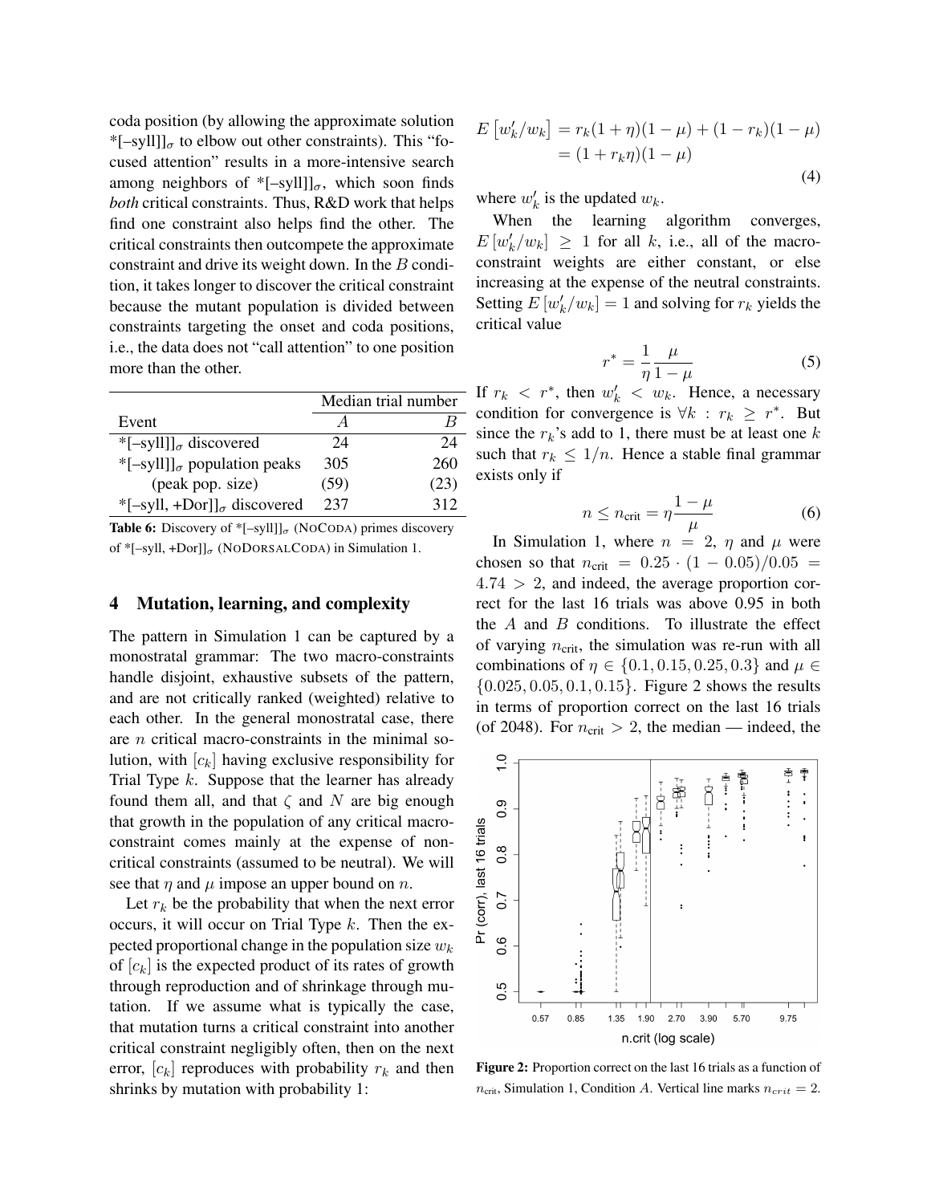coda position (by allowing the approximate solution *[–syll]]$_\sigma$ to elbow out other constraints). This "focused attention" results in a more-intensive search among neighbors of *[–syll]]$_\sigma$, which soon finds *both* critical constraints. Thus, R&D work that helps find one constraint also helps find the other. The critical constraints then outcompete the approximate constraint and drive its weight down. In the $B$ condition, it takes longer to discover the critical constraint because the mutant population is divided between constraints targeting the onset and coda positions, i.e., the data does not "call attention" to one position more than the other.

| | Median trial number | |
|---|---|---|
| Event | $A$ | $B$ |
| *[–syll]]$_\sigma$ discovered | 24 | 24 |
| *[–syll]]$_\sigma$ population peaks | 305 | 260 |
| (peak pop. size) | (59) | (23) |
| *[–syll, +Dor]]$_\sigma$ discovered | 237 | 312 |

**Table 6:** Discovery of *[–syll]]$_\sigma$ (NoCoda) primes discovery of *[–syll, +Dor]]$_\sigma$ (NoDorsalCoda) in Simulation 1.

## 4 Mutation, learning, and complexity

The pattern in Simulation 1 can be captured by a monostratal grammar: The two macro-constraints handle disjoint, exhaustive subsets of the pattern, and are not critically ranked (weighted) relative to each other. In the general monostratal case, there are $n$ critical macro-constraints in the minimal solution, with $[c_k]$ having exclusive responsibility for Trial Type $k$. Suppose that the learner has already found them all, and that $\zeta$ and $N$ are big enough that growth in the population of any critical macro-constraint comes mainly at the expense of non-critical constraints (assumed to be neutral). We will see that $\eta$ and $\mu$ impose an upper bound on $n$.

Let $r_k$ be the probability that when the next error occurs, it will occur on Trial Type $k$. Then the expected proportional change in the population size $w_k$ of $[c_k]$ is the expected product of its rates of growth through reproduction and of shrinkage through mutation. If we assume what is typically the case, that mutation turns a critical constraint into another critical constraint negligibly often, then on the next error, $[c_k]$ reproduces with probability $r_k$ and then shrinks by mutation with probability 1:

$$\begin{aligned} E\left[w_k'/w_k\right] &= r_k(1+\eta)(1-\mu) + (1-r_k)(1-\mu) \\ &= (1+r_k\eta)(1-\mu) \end{aligned} \tag{4}$$

where $w_k'$ is the updated $w_k$.

When the learning algorithm converges, $E\left[w_k'/w_k\right] \geq 1$ for all $k$, i.e., all of the macro-constraint weights are either constant, or else increasing at the expense of the neutral constraints. Setting $E\left[w_k'/w_k\right] = 1$ and solving for $r_k$ yields the critical value

$$r^* = \frac{1}{\eta}\frac{\mu}{1-\mu} \tag{5}$$

If $r_k < r^*$, then $w_k' < w_k$. Hence, a necessary condition for convergence is $\forall k : r_k \geq r^*$. But since the $r_k$'s add to 1, there must be at least one $k$ such that $r_k \leq 1/n$. Hence a stable final grammar exists only if

$$n \leq n_{\text{crit}} = \eta\frac{1-\mu}{\mu} \tag{6}$$

In Simulation 1, where $n = 2$, $\eta$ and $\mu$ were chosen so that $n_{\text{crit}} = 0.25 \cdot (1 - 0.05)/0.05 = 4.74 > 2$, and indeed, the average proportion correct for the last 16 trials was above 0.95 in both the $A$ and $B$ conditions. To illustrate the effect of varying $n_{\text{crit}}$, the simulation was re-run with all combinations of $\eta \in \{0.1, 0.15, 0.25, 0.3\}$ and $\mu \in \{0.025, 0.05, 0.1, 0.15\}$. Figure 2 shows the results in terms of proportion correct on the last 16 trials (of 2048). For $n_{\text{crit}} > 2$, the median — indeed, the

**Figure 2:** Proportion correct on the last 16 trials as a function of $n_{\text{crit}}$, Simulation 1, Condition $A$. Vertical line marks $n_{crit} = 2$.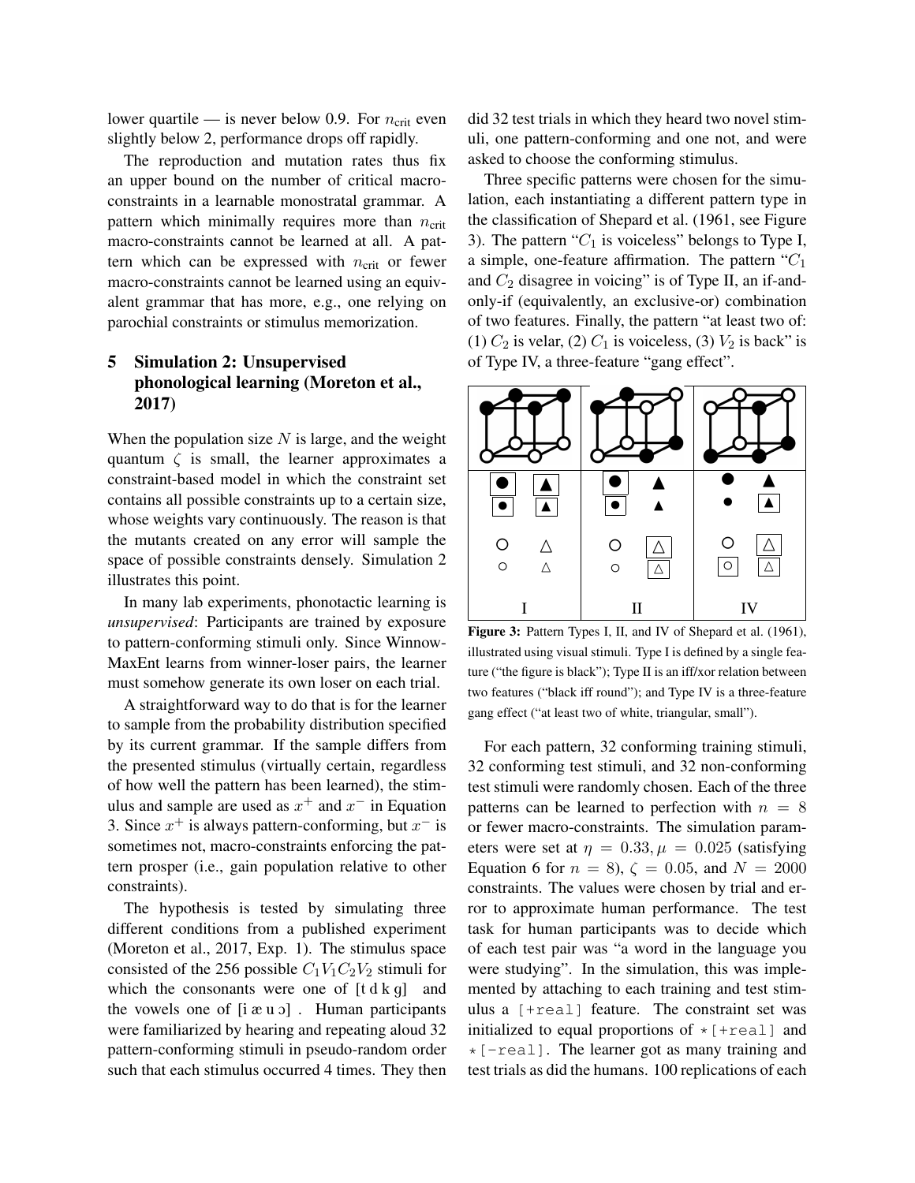lower quartile — is never below 0.9. For $n_{\text{crit}}$ even slightly below 2, performance drops off rapidly.

The reproduction and mutation rates thus fix an upper bound on the number of critical macro-constraints in a learnable monostratal grammar. A pattern which minimally requires more than $n_{\text{crit}}$ macro-constraints cannot be learned at all. A pattern which can be expressed with $n_{\text{crit}}$ or fewer macro-constraints cannot be learned using an equivalent grammar that has more, e.g., one relying on parochial constraints or stimulus memorization.

## 5 Simulation 2: Unsupervised phonological learning (Moreton et al., 2017)

When the population size $N$ is large, and the weight quantum $\zeta$ is small, the learner approximates a constraint-based model in which the constraint set contains all possible constraints up to a certain size, whose weights vary continuously. The reason is that the mutants created on any error will sample the space of possible constraints densely. Simulation 2 illustrates this point.

In many lab experiments, phonotactic learning is *unsupervised*: Participants are trained by exposure to pattern-conforming stimuli only. Since Winnow-MaxEnt learns from winner-loser pairs, the learner must somehow generate its own loser on each trial.

A straightforward way to do that is for the learner to sample from the probability distribution specified by its current grammar. If the sample differs from the presented stimulus (virtually certain, regardless of how well the pattern has been learned), the stimulus and sample are used as $x^+$ and $x^-$ in Equation 3. Since $x^+$ is always pattern-conforming, but $x^-$ is sometimes not, macro-constraints enforcing the pattern prosper (i.e., gain population relative to other constraints).

The hypothesis is tested by simulating three different conditions from a published experiment (Moreton et al., 2017, Exp. 1). The stimulus space consisted of the 256 possible $C_1V_1C_2V_2$ stimuli for which the consonants were one of [t d k g] and the vowels one of [i æ u ɔ] . Human participants were familiarized by hearing and repeating aloud 32 pattern-conforming stimuli in pseudo-random order such that each stimulus occurred 4 times. They then did 32 test trials in which they heard two novel stimuli, one pattern-conforming and one not, and were asked to choose the conforming stimulus.

Three specific patterns were chosen for the simulation, each instantiating a different pattern type in the classification of Shepard et al. (1961, see Figure 3). The pattern "$C_1$ is voiceless" belongs to Type I, a simple, one-feature affirmation. The pattern "$C_1$ and $C_2$ disagree in voicing" is of Type II, an if-and-only-if (equivalently, an exclusive-or) combination of two features. Finally, the pattern "at least two of: (1) $C_2$ is velar, (2) $C_1$ is voiceless, (3) $V_2$ is back" is of Type IV, a three-feature "gang effect".

**Figure 3:** Pattern Types I, II, and IV of Shepard et al. (1961), illustrated using visual stimuli. Type I is defined by a single feature ("the figure is black"); Type II is an iff/xor relation between two features ("black iff round"); and Type IV is a three-feature gang effect ("at least two of white, triangular, small").

For each pattern, 32 conforming training stimuli, 32 conforming test stimuli, and 32 non-conforming test stimuli were randomly chosen. Each of the three patterns can be learned to perfection with $n = 8$ or fewer macro-constraints. The simulation parameters were set at $\eta = 0.33, \mu = 0.025$ (satisfying Equation 6 for $n = 8$), $\zeta = 0.05$, and $N = 2000$ constraints. The values were chosen by trial and error to approximate human performance. The test task for human participants was to decide which of each test pair was "a word in the language you were studying". In the simulation, this was implemented by attaching to each training and test stimulus a `[+real]` feature. The constraint set was initialized to equal proportions of `*[+real]` and `*[-real]`. The learner got as many training and test trials as did the humans. 100 replications of each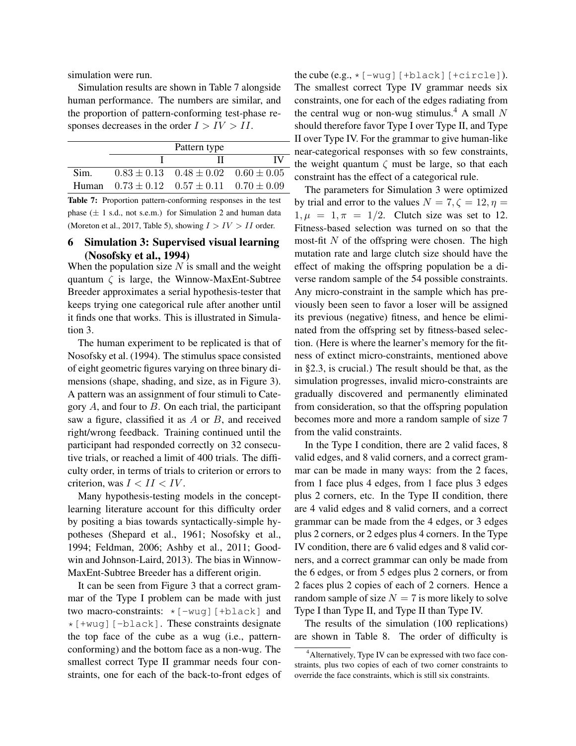simulation were run.

Simulation results are shown in Table 7 alongside human performance. The numbers are similar, and the proportion of pattern-conforming test-phase responses decreases in the order $I > IV > II$.

| | Pattern type | | |
|---|---|---|---|
| | I | II | IV |
| Sim. | $0.83 \pm 0.13$ | $0.48 \pm 0.02$ | $0.60 \pm 0.05$ |
| Human | $0.73 \pm 0.12$ | $0.57 \pm 0.11$ | $0.70 \pm 0.09$ |

**Table 7:** Proportion pattern-conforming responses in the test phase ($\pm$ 1 s.d., not s.e.m.) for Simulation 2 and human data (Moreton et al., 2017, Table 5), showing $I > IV > II$ order.

## 6 Simulation 3: Supervised visual learning (Nosofsky et al., 1994)

When the population size $N$ is small and the weight quantum $\zeta$ is large, the Winnow-MaxEnt-Subtree Breeder approximates a serial hypothesis-tester that keeps trying one categorical rule after another until it finds one that works. This is illustrated in Simulation 3.

The human experiment to be replicated is that of Nosofsky et al. (1994). The stimulus space consisted of eight geometric figures varying on three binary dimensions (shape, shading, and size, as in Figure 3). A pattern was an assignment of four stimuli to Category $A$, and four to $B$. On each trial, the participant saw a figure, classified it as $A$ or $B$, and received right/wrong feedback. Training continued until the participant had responded correctly on 32 consecutive trials, or reached a limit of 400 trials. The difficulty order, in terms of trials to criterion or errors to criterion, was $I < II < IV$.

Many hypothesis-testing models in the concept-learning literature account for this difficulty order by positing a bias towards syntactically-simple hypotheses (Shepard et al., 1961; Nosofsky et al., 1994; Feldman, 2006; Ashby et al., 2011; Goodwin and Johnson-Laird, 2013). The bias in Winnow-MaxEnt-Subtree Breeder has a different origin.

It can be seen from Figure 3 that a correct grammar of the Type I problem can be made with just two macro-constraints: `*[-wug][+black]` and `*[+wug][-black]`. These constraints designate the top face of the cube as a wug (i.e., pattern-conforming) and the bottom face as a non-wug. The smallest correct Type II grammar needs four constraints, one for each of the back-to-front edges of the cube (e.g., `*[-wug][+black][+circle]`). The smallest correct Type IV grammar needs six constraints, one for each of the edges radiating from the central wug or non-wug stimulus.[4] A small $N$ should therefore favor Type I over Type II, and Type II over Type IV. For the grammar to give human-like near-categorical responses with so few constraints, the weight quantum $\zeta$ must be large, so that each constraint has the effect of a categorical rule.

The parameters for Simulation 3 were optimized by trial and error to the values $N = 7, \zeta = 12, \eta = 1, \mu = 1, \pi = 1/2$. Clutch size was set to 12. Fitness-based selection was turned on so that the most-fit $N$ of the offspring were chosen. The high mutation rate and large clutch size should have the effect of making the offspring population be a diverse random sample of the 54 possible constraints. Any micro-constraint in the sample which has previously been seen to favor a loser will be assigned its previous (negative) fitness, and hence be eliminated from the offspring set by fitness-based selection. (Here is where the learner's memory for the fitness of extinct micro-constraints, mentioned above in §2.3, is crucial.) The result should be that, as the simulation progresses, invalid micro-constraints are gradually discovered and permanently eliminated from consideration, so that the offspring population becomes more and more a random sample of size 7 from the valid constraints.

In the Type I condition, there are 2 valid faces, 8 valid edges, and 8 valid corners, and a correct grammar can be made in many ways: from the 2 faces, from 1 face plus 4 edges, from 1 face plus 3 edges plus 2 corners, etc. In the Type II condition, there are 4 valid edges and 8 valid corners, and a correct grammar can be made from the 4 edges, or 3 edges plus 2 corners, or 2 edges plus 4 corners. In the Type IV condition, there are 6 valid edges and 8 valid corners, and a correct grammar can only be made from the 6 edges, or from 5 edges plus 2 corners, or from 2 faces plus 2 copies of each of 2 corners. Hence a random sample of size $N = 7$ is more likely to solve Type I than Type II, and Type II than Type IV.

The results of the simulation (100 replications) are shown in Table 8. The order of difficulty is

[4] Alternatively, Type IV can be expressed with two face constraints, plus two copies of each of two corner constraints to override the face constraints, which is still six constraints.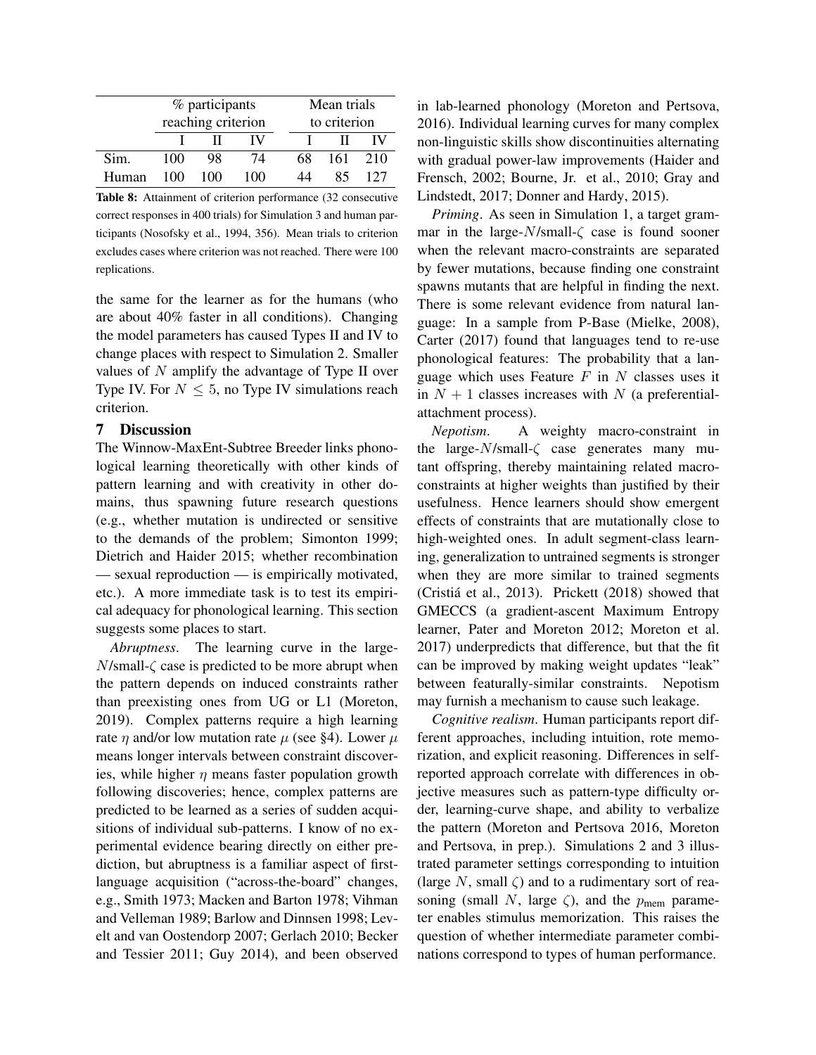| | % participants reaching criterion | | | Mean trials to criterion | | |
|---|---|---|---|---|---|---|
| | I | II | IV | I | II | IV |
| Sim. | 100 | 98 | 74 | 68 | 161 | 210 |
| Human | 100 | 100 | 100 | 44 | 85 | 127 |

**Table 8:** Attainment of criterion performance (32 consecutive correct responses in 400 trials) for Simulation 3 and human participants (Nosofsky et al., 1994, 356). Mean trials to criterion excludes cases where criterion was not reached. There were 100 replications.

the same for the learner as for the humans (who are about 40% faster in all conditions). Changing the model parameters has caused Types II and IV to change places with respect to Simulation 2. Smaller values of $N$ amplify the advantage of Type II over Type IV. For $N \leq 5$, no Type IV simulations reach criterion.

## 7 Discussion

The Winnow-MaxEnt-Subtree Breeder links phonological learning theoretically with other kinds of pattern learning and with creativity in other domains, thus spawning future research questions (e.g., whether mutation is undirected or sensitive to the demands of the problem; Simonton 1999; Dietrich and Haider 2015; whether recombination — sexual reproduction — is empirically motivated, etc.). A more immediate task is to test its empirical adequacy for phonological learning. This section suggests some places to start.

*Abruptness*. The learning curve in the large-$N$/small-$\zeta$ case is predicted to be more abrupt when the pattern depends on induced constraints rather than preexisting ones from UG or L1 (Moreton, 2019). Complex patterns require a high learning rate $\eta$ and/or low mutation rate $\mu$ (see §4). Lower $\mu$ means longer intervals between constraint discoveries, while higher $\eta$ means faster population growth following discoveries; hence, complex patterns are predicted to be learned as a series of sudden acquisitions of individual sub-patterns. I know of no experimental evidence bearing directly on either prediction, but abruptness is a familiar aspect of first-language acquisition ("across-the-board" changes, e.g., Smith 1973; Macken and Barton 1978; Vihman and Velleman 1989; Barlow and Dinnsen 1998; Levelt and van Oostendorp 2007; Gerlach 2010; Becker and Tessier 2011; Guy 2014), and been observed in lab-learned phonology (Moreton and Pertsova, 2016). Individual learning curves for many complex non-linguistic skills show discontinuities alternating with gradual power-law improvements (Haider and Frensch, 2002; Bourne, Jr. et al., 2010; Gray and Lindstedt, 2017; Donner and Hardy, 2015).

*Priming*. As seen in Simulation 1, a target grammar in the large-$N$/small-$\zeta$ case is found sooner when the relevant macro-constraints are separated by fewer mutations, because finding one constraint spawns mutants that are helpful in finding the next. There is some relevant evidence from natural language: In a sample from P-Base (Mielke, 2008), Carter (2017) found that languages tend to re-use phonological features: The probability that a language which uses Feature $F$ in $N$ classes uses it in $N + 1$ classes increases with $N$ (a preferential-attachment process).

*Nepotism*. A weighty macro-constraint in the large-$N$/small-$\zeta$ case generates many mutant offspring, thereby maintaining related macro-constraints at higher weights than justified by their usefulness. Hence learners should show emergent effects of constraints that are mutationally close to high-weighted ones. In adult segment-class learning, generalization to untrained segments is stronger when they are more similar to trained segments (Cristiá et al., 2013). Prickett (2018) showed that GMECCS (a gradient-ascent Maximum Entropy learner, Pater and Moreton 2012; Moreton et al. 2017) underpredicts that difference, but that the fit can be improved by making weight updates "leak" between featurally-similar constraints. Nepotism may furnish a mechanism to cause such leakage.

*Cognitive realism*. Human participants report different approaches, including intuition, rote memorization, and explicit reasoning. Differences in self-reported approach correlate with differences in objective measures such as pattern-type difficulty order, learning-curve shape, and ability to verbalize the pattern (Moreton and Pertsova 2016, Moreton and Pertsova, in prep.). Simulations 2 and 3 illustrated parameter settings corresponding to intuition (large $N$, small $\zeta$) and to a rudimentary sort of reasoning (small $N$, large $\zeta$), and the $p_{\text{mem}}$ parameter enables stimulus memorization. This raises the question of whether intermediate parameter combinations correspond to types of human performance.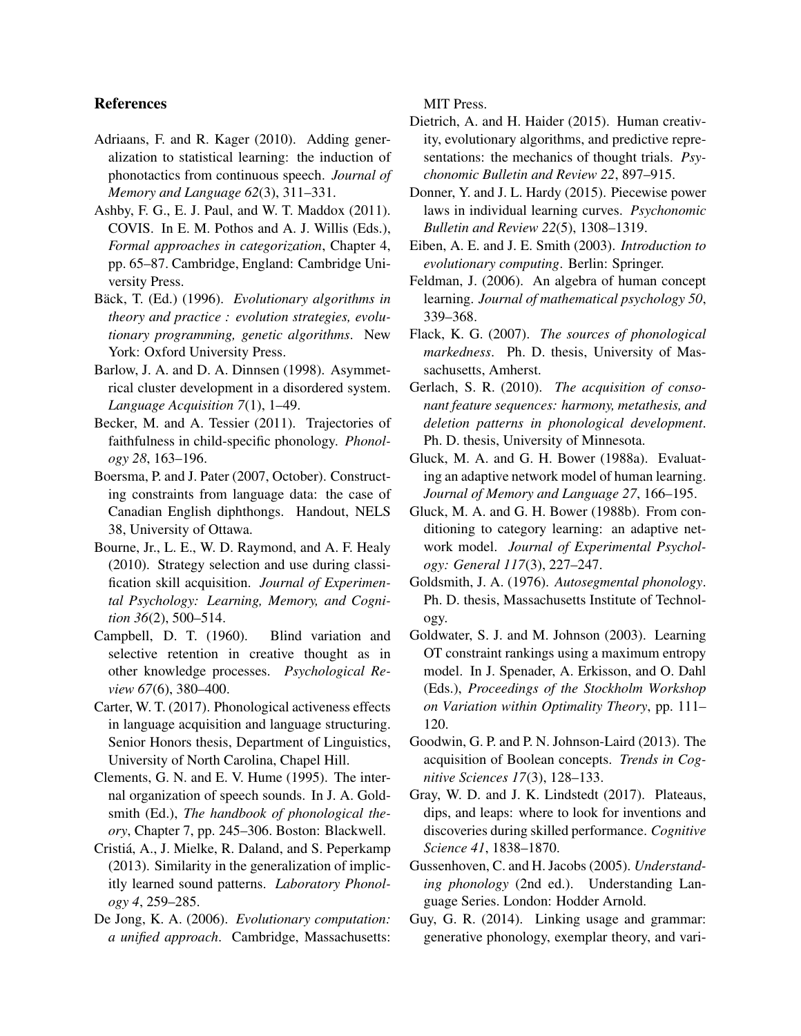## References

Adriaans, F. and R. Kager (2010). Adding generalization to statistical learning: the induction of phonotactics from continuous speech. *Journal of Memory and Language 62*(3), 311–331.

Ashby, F. G., E. J. Paul, and W. T. Maddox (2011). COVIS. In E. M. Pothos and A. J. Willis (Eds.), *Formal approaches in categorization*, Chapter 4, pp. 65–87. Cambridge, England: Cambridge University Press.

Bäck, T. (Ed.) (1996). *Evolutionary algorithms in theory and practice : evolution strategies, evolutionary programming, genetic algorithms*. New York: Oxford University Press.

Barlow, J. A. and D. A. Dinnsen (1998). Asymmetrical cluster development in a disordered system. *Language Acquisition 7*(1), 1–49.

Becker, M. and A. Tessier (2011). Trajectories of faithfulness in child-specific phonology. *Phonology 28*, 163–196.

Boersma, P. and J. Pater (2007, October). Constructing constraints from language data: the case of Canadian English diphthongs. Handout, NELS 38, University of Ottawa.

Bourne, Jr., L. E., W. D. Raymond, and A. F. Healy (2010). Strategy selection and use during classification skill acquisition. *Journal of Experimental Psychology: Learning, Memory, and Cognition 36*(2), 500–514.

Campbell, D. T. (1960). Blind variation and selective retention in creative thought as in other knowledge processes. *Psychological Review 67*(6), 380–400.

Carter, W. T. (2017). Phonological activeness effects in language acquisition and language structuring. Senior Honors thesis, Department of Linguistics, University of North Carolina, Chapel Hill.

Clements, G. N. and E. V. Hume (1995). The internal organization of speech sounds. In J. A. Goldsmith (Ed.), *The handbook of phonological theory*, Chapter 7, pp. 245–306. Boston: Blackwell.

Cristiá, A., J. Mielke, R. Daland, and S. Peperkamp (2013). Similarity in the generalization of implicitly learned sound patterns. *Laboratory Phonology 4*, 259–285.

De Jong, K. A. (2006). *Evolutionary computation: a unified approach*. Cambridge, Massachusetts: MIT Press.

Dietrich, A. and H. Haider (2015). Human creativity, evolutionary algorithms, and predictive representations: the mechanics of thought trials. *Psychonomic Bulletin and Review 22*, 897–915.

Donner, Y. and J. L. Hardy (2015). Piecewise power laws in individual learning curves. *Psychonomic Bulletin and Review 22*(5), 1308–1319.

Eiben, A. E. and J. E. Smith (2003). *Introduction to evolutionary computing*. Berlin: Springer.

Feldman, J. (2006). An algebra of human concept learning. *Journal of mathematical psychology 50*, 339–368.

Flack, K. G. (2007). *The sources of phonological markedness*. Ph. D. thesis, University of Massachusetts, Amherst.

Gerlach, S. R. (2010). *The acquisition of consonant feature sequences: harmony, metathesis, and deletion patterns in phonological development*. Ph. D. thesis, University of Minnesota.

Gluck, M. A. and G. H. Bower (1988a). Evaluating an adaptive network model of human learning. *Journal of Memory and Language 27*, 166–195.

Gluck, M. A. and G. H. Bower (1988b). From conditioning to category learning: an adaptive network model. *Journal of Experimental Psychology: General 117*(3), 227–247.

Goldsmith, J. A. (1976). *Autosegmental phonology*. Ph. D. thesis, Massachusetts Institute of Technology.

Goldwater, S. J. and M. Johnson (2003). Learning OT constraint rankings using a maximum entropy model. In J. Spenader, A. Erkisson, and O. Dahl (Eds.), *Proceedings of the Stockholm Workshop on Variation within Optimality Theory*, pp. 111–120.

Goodwin, G. P. and P. N. Johnson-Laird (2013). The acquisition of Boolean concepts. *Trends in Cognitive Sciences 17*(3), 128–133.

Gray, W. D. and J. K. Lindstedt (2017). Plateaus, dips, and leaps: where to look for inventions and discoveries during skilled performance. *Cognitive Science 41*, 1838–1870.

Gussenhoven, C. and H. Jacobs (2005). *Understanding phonology* (2nd ed.). Understanding Language Series. London: Hodder Arnold.

Guy, G. R. (2014). Linking usage and grammar: generative phonology, exemplar theory, and vari-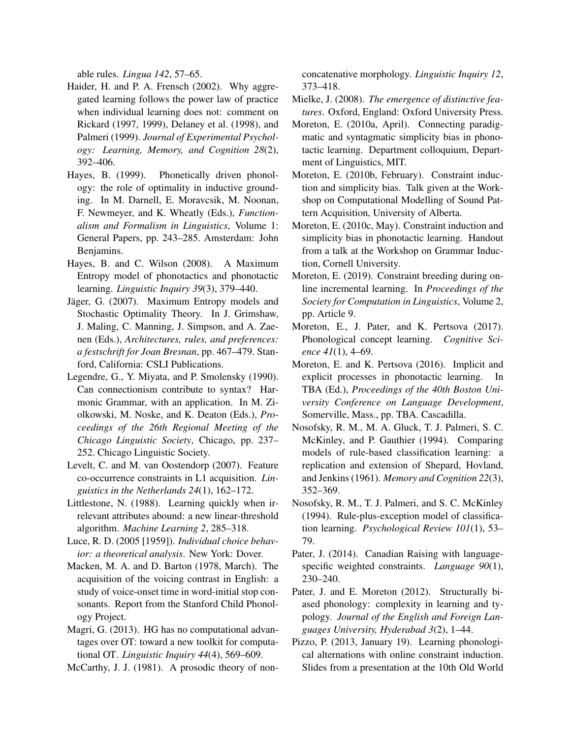able rules. *Lingua 142*, 57–65.

Haider, H. and P. A. Frensch (2002). Why aggregated learning follows the power law of practice when individual learning does not: comment on Rickard (1997, 1999), Delaney et al. (1998), and Palmeri (1999). *Journal of Experimental Psychology: Learning, Memory, and Cognition 28*(2), 392–406.

Hayes, B. (1999). Phonetically driven phonology: the role of optimality in inductive grounding. In M. Darnell, E. Moravcsik, M. Noonan, F. Newmeyer, and K. Wheatly (Eds.), *Functionalism and Formalism in Linguistics*, Volume 1: General Papers, pp. 243–285. Amsterdam: John Benjamins.

Hayes, B. and C. Wilson (2008). A Maximum Entropy model of phonotactics and phonotactic learning. *Linguistic Inquiry 39*(3), 379–440.

Jäger, G. (2007). Maximum Entropy models and Stochastic Optimality Theory. In J. Grimshaw, J. Maling, C. Manning, J. Simpson, and A. Zaenen (Eds.), *Architectures, rules, and preferences: a festschrift for Joan Bresnan*, pp. 467–479. Stanford, California: CSLI Publications.

Legendre, G., Y. Miyata, and P. Smolensky (1990). Can connectionism contribute to syntax? Harmonic Grammar, with an application. In M. Ziolkowski, M. Noske, and K. Deaton (Eds.), *Proceedings of the 26th Regional Meeting of the Chicago Linguistic Society*, Chicago, pp. 237–252. Chicago Linguistic Society.

Levelt, C. and M. van Oostendorp (2007). Feature co-occurrence constraints in L1 acquisition. *Linguistics in the Netherlands 24*(1), 162–172.

Littlestone, N. (1988). Learning quickly when irrelevant attributes abound: a new linear-threshold algorithm. *Machine Learning 2*, 285–318.

Luce, R. D. (2005 [1959]). *Individual choice behavior: a theoretical analysis*. New York: Dover.

Macken, M. A. and D. Barton (1978, March). The acquisition of the voicing contrast in English: a study of voice-onset time in word-initial stop consonants. Report from the Stanford Child Phonology Project.

Magri, G. (2013). HG has no computational advantages over OT: toward a new toolkit for computational OT. *Linguistic Inquiry 44*(4), 569–609.

McCarthy, J. J. (1981). A prosodic theory of nonconcatenative morphology. *Linguistic Inquiry 12*, 373–418.

Mielke, J. (2008). *The emergence of distinctive features*. Oxford, England: Oxford University Press.

Moreton, E. (2010a, April). Connecting paradigmatic and syntagmatic simplicity bias in phonotactic learning. Department colloquium, Department of Linguistics, MIT.

Moreton, E. (2010b, February). Constraint induction and simplicity bias. Talk given at the Workshop on Computational Modelling of Sound Pattern Acquisition, University of Alberta.

Moreton, E. (2010c, May). Constraint induction and simplicity bias in phonotactic learning. Handout from a talk at the Workshop on Grammar Induction, Cornell University.

Moreton, E. (2019). Constraint breeding during online incremental learning. In *Proceedings of the Society for Computation in Linguistics*, Volume 2, pp. Article 9.

Moreton, E., J. Pater, and K. Pertsova (2017). Phonological concept learning. *Cognitive Science 41*(1), 4–69.

Moreton, E. and K. Pertsova (2016). Implicit and explicit processes in phonotactic learning. In TBA (Ed.), *Proceedings of the 40th Boston University Conference on Language Development*, Somerville, Mass., pp. TBA. Cascadilla.

Nosofsky, R. M., M. A. Gluck, T. J. Palmeri, S. C. McKinley, and P. Gauthier (1994). Comparing models of rule-based classification learning: a replication and extension of Shepard, Hovland, and Jenkins (1961). *Memory and Cognition 22*(3), 352–369.

Nosofsky, R. M., T. J. Palmeri, and S. C. McKinley (1994). Rule-plus-exception model of classification learning. *Psychological Review 101*(1), 53–79.

Pater, J. (2014). Canadian Raising with language-specific weighted constraints. *Language 90*(1), 230–240.

Pater, J. and E. Moreton (2012). Structurally biased phonology: complexity in learning and typology. *Journal of the English and Foreign Languages University, Hyderabad 3*(2), 1–44.

Pizzo, P. (2013, January 19). Learning phonological alternations with online constraint induction. Slides from a presentation at the 10th Old World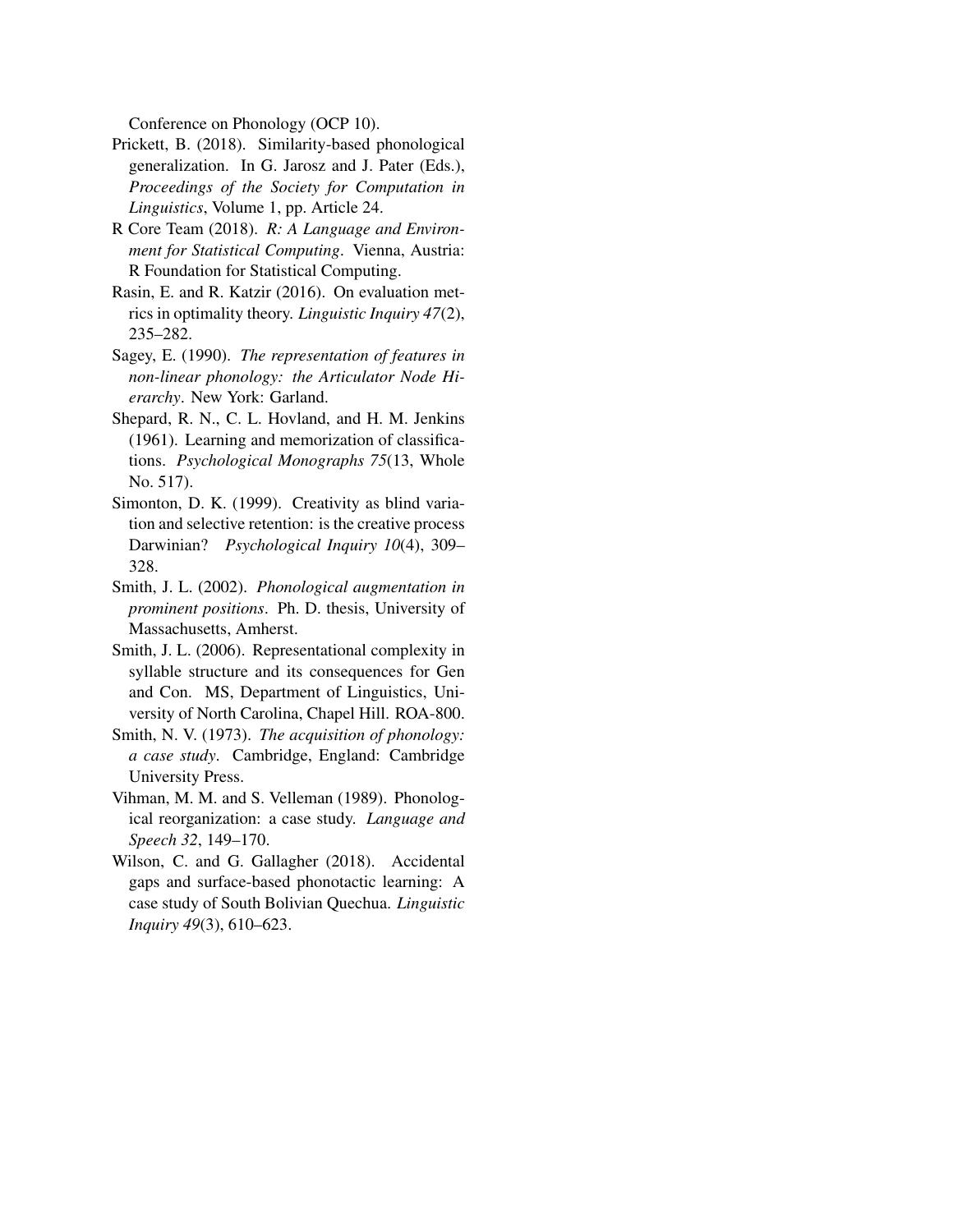Conference on Phonology (OCP 10).

Prickett, B. (2018). Similarity-based phonological generalization. In G. Jarosz and J. Pater (Eds.), *Proceedings of the Society for Computation in Linguistics*, Volume 1, pp. Article 24.

R Core Team (2018). *R: A Language and Environment for Statistical Computing*. Vienna, Austria: R Foundation for Statistical Computing.

Rasin, E. and R. Katzir (2016). On evaluation metrics in optimality theory. *Linguistic Inquiry 47*(2), 235–282.

Sagey, E. (1990). *The representation of features in non-linear phonology: the Articulator Node Hierarchy*. New York: Garland.

Shepard, R. N., C. L. Hovland, and H. M. Jenkins (1961). Learning and memorization of classifications. *Psychological Monographs 75*(13, Whole No. 517).

Simonton, D. K. (1999). Creativity as blind variation and selective retention: is the creative process Darwinian? *Psychological Inquiry 10*(4), 309–328.

Smith, J. L. (2002). *Phonological augmentation in prominent positions*. Ph. D. thesis, University of Massachusetts, Amherst.

Smith, J. L. (2006). Representational complexity in syllable structure and its consequences for Gen and Con. MS, Department of Linguistics, University of North Carolina, Chapel Hill. ROA-800.

Smith, N. V. (1973). *The acquisition of phonology: a case study*. Cambridge, England: Cambridge University Press.

Vihman, M. M. and S. Velleman (1989). Phonological reorganization: a case study. *Language and Speech 32*, 149–170.

Wilson, C. and G. Gallagher (2018). Accidental gaps and surface-based phonotactic learning: A case study of South Bolivian Quechua. *Linguistic Inquiry 49*(3), 610–623.